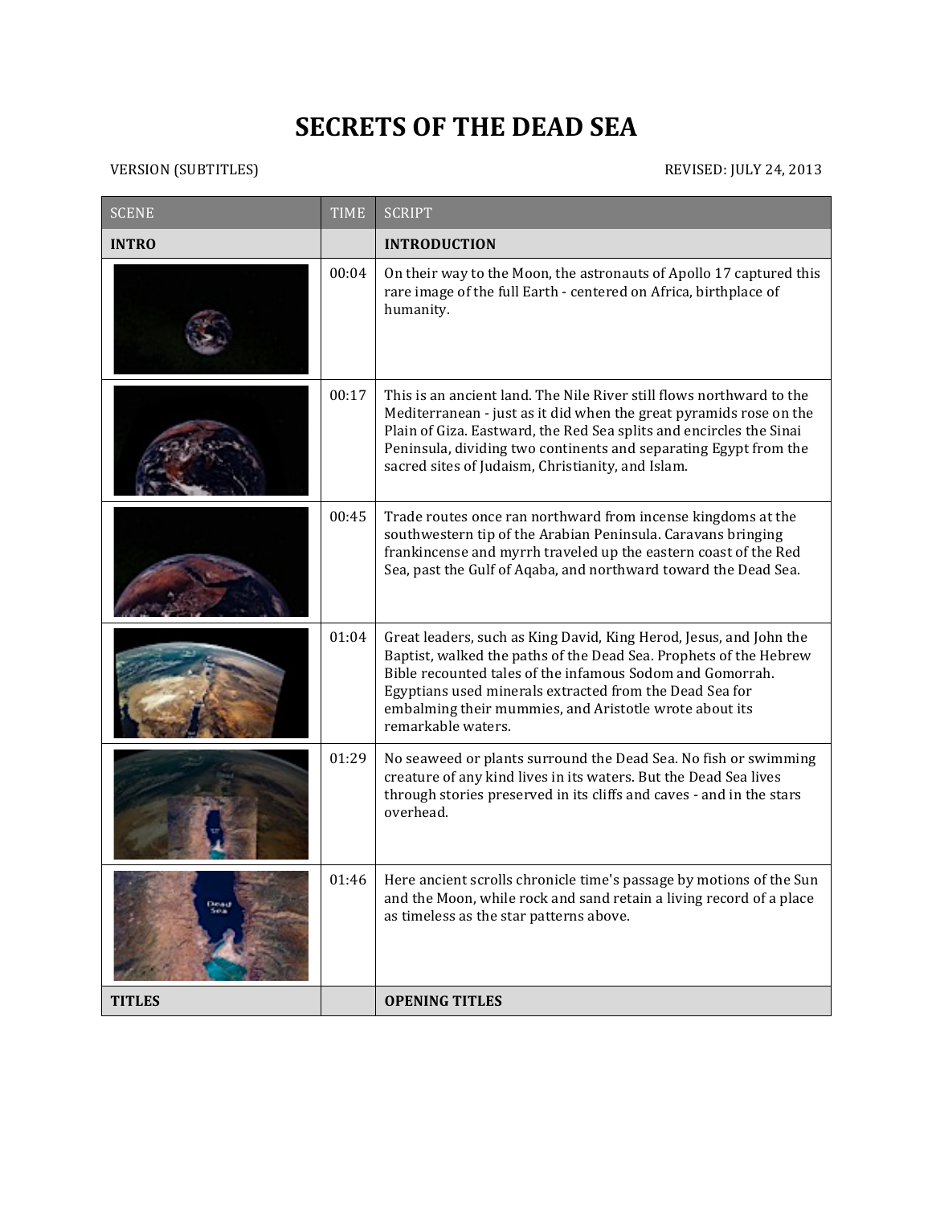# SECRETS OF THE DEAD SEA

VERSION (SUBTITLES) REVISED: JULY 24, 2013

| SCENE | TIME | SCRIPT |
| --- | --- | --- |
| **INTRO** | | **INTRODUCTION** |
| | 00:04 | On their way to the Moon, the astronauts of Apollo 17 captured this rare image of the full Earth - centered on Africa, birthplace of humanity. |
| | 00:17 | This is an ancient land. The Nile River still flows northward to the Mediterranean - just as it did when the great pyramids rose on the Plain of Giza. Eastward, the Red Sea splits and encircles the Sinai Peninsula, dividing two continents and separating Egypt from the sacred sites of Judaism, Christianity, and Islam. |
| | 00:45 | Trade routes once ran northward from incense kingdoms at the southwestern tip of the Arabian Peninsula. Caravans bringing frankincense and myrrh traveled up the eastern coast of the Red Sea, past the Gulf of Aqaba, and northward toward the Dead Sea. |
| | 01:04 | Great leaders, such as King David, King Herod, Jesus, and John the Baptist, walked the paths of the Dead Sea. Prophets of the Hebrew Bible recounted tales of the infamous Sodom and Gomorrah. Egyptians used minerals extracted from the Dead Sea for embalming their mummies, and Aristotle wrote about its remarkable waters. |
| | 01:29 | No seaweed or plants surround the Dead Sea. No fish or swimming creature of any kind lives in its waters. But the Dead Sea lives through stories preserved in its cliffs and caves - and in the stars overhead. |
| | 01:46 | Here ancient scrolls chronicle time's passage by motions of the Sun and the Moon, while rock and sand retain a living record of a place as timeless as the star patterns above. |
| **TITLES** | | **OPENING TITLES** |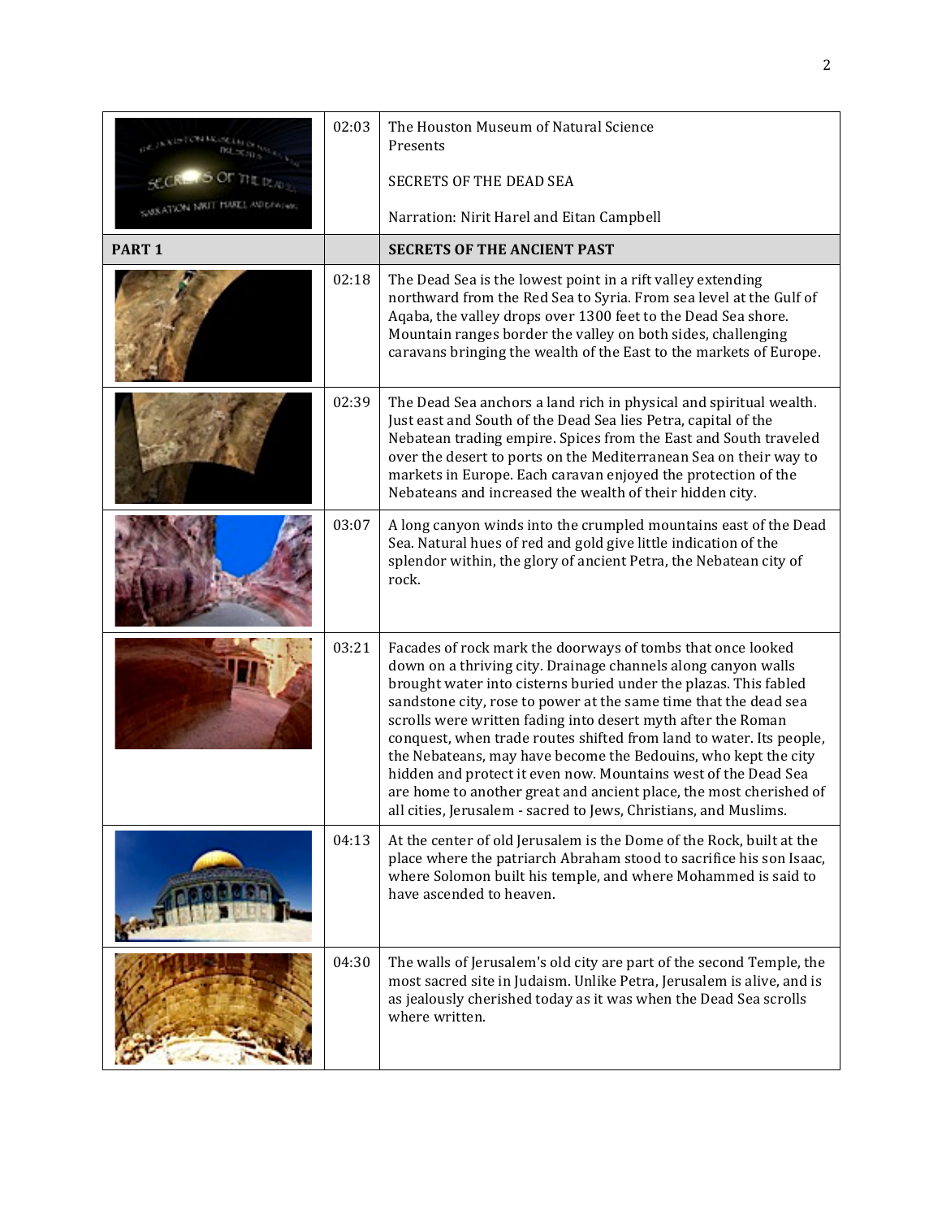| | | |
|---|---|---|
| | 02:03 | The Houston Museum of Natural Science Presents<br><br>SECRETS OF THE DEAD SEA<br><br>Narration: Nirit Harel and Eitan Campbell |
| **PART 1** | | **SECRETS OF THE ANCIENT PAST** |
| | 02:18 | The Dead Sea is the lowest point in a rift valley extending northward from the Red Sea to Syria. From sea level at the Gulf of Aqaba, the valley drops over 1300 feet to the Dead Sea shore. Mountain ranges border the valley on both sides, challenging caravans bringing the wealth of the East to the markets of Europe. |
| | 02:39 | The Dead Sea anchors a land rich in physical and spiritual wealth. Just east and South of the Dead Sea lies Petra, capital of the Nebatean trading empire. Spices from the East and South traveled over the desert to ports on the Mediterranean Sea on their way to markets in Europe. Each caravan enjoyed the protection of the Nebateans and increased the wealth of their hidden city. |
| | 03:07 | A long canyon winds into the crumpled mountains east of the Dead Sea. Natural hues of red and gold give little indication of the splendor within, the glory of ancient Petra, the Nebatean city of rock. |
| | 03:21 | Facades of rock mark the doorways of tombs that once looked down on a thriving city. Drainage channels along canyon walls brought water into cisterns buried under the plazas. This fabled sandstone city, rose to power at the same time that the dead sea scrolls were written fading into desert myth after the Roman conquest, when trade routes shifted from land to water. Its people, the Nebateans, may have become the Bedouins, who kept the city hidden and protect it even now. Mountains west of the Dead Sea are home to another great and ancient place, the most cherished of all cities, Jerusalem - sacred to Jews, Christians, and Muslims. |
| | 04:13 | At the center of old Jerusalem is the Dome of the Rock, built at the place where the patriarch Abraham stood to sacrifice his son Isaac, where Solomon built his temple, and where Mohammed is said to have ascended to heaven. |
| | 04:30 | The walls of Jerusalem's old city are part of the second Temple, the most sacred site in Judaism. Unlike Petra, Jerusalem is alive, and is as jealously cherished today as it was when the Dead Sea scrolls where written. |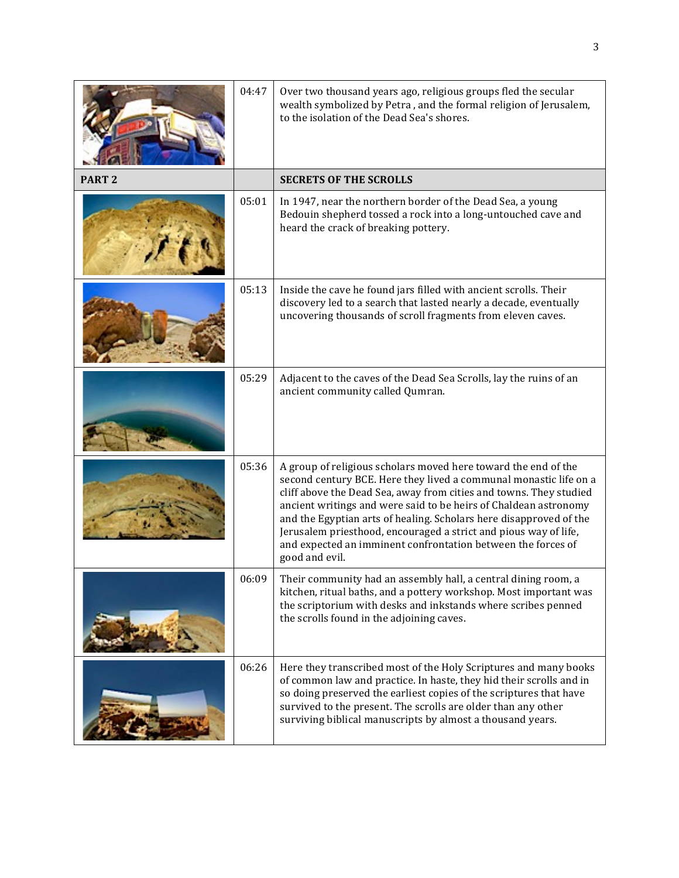| | | |
|---|---|---|
| | 04:47 | Over two thousand years ago, religious groups fled the secular wealth symbolized by Petra , and the formal religion of Jerusalem, to the isolation of the Dead Sea's shores. |
| **PART 2** | | **SECRETS OF THE SCROLLS** |
| | 05:01 | In 1947, near the northern border of the Dead Sea, a young Bedouin shepherd tossed a rock into a long-untouched cave and heard the crack of breaking pottery. |
| | 05:13 | Inside the cave he found jars filled with ancient scrolls. Their discovery led to a search that lasted nearly a decade, eventually uncovering thousands of scroll fragments from eleven caves. |
| | 05:29 | Adjacent to the caves of the Dead Sea Scrolls, lay the ruins of an ancient community called Qumran. |
| | 05:36 | A group of religious scholars moved here toward the end of the second century BCE. Here they lived a communal monastic life on a cliff above the Dead Sea, away from cities and towns. They studied ancient writings and were said to be heirs of Chaldean astronomy and the Egyptian arts of healing. Scholars here disapproved of the Jerusalem priesthood, encouraged a strict and pious way of life, and expected an imminent confrontation between the forces of good and evil. |
| | 06:09 | Their community had an assembly hall, a central dining room, a kitchen, ritual baths, and a pottery workshop. Most important was the scriptorium with desks and inkstands where scribes penned the scrolls found in the adjoining caves. |
| | 06:26 | Here they transcribed most of the Holy Scriptures and many books of common law and practice. In haste, they hid their scrolls and in so doing preserved the earliest copies of the scriptures that have survived to the present. The scrolls are older than any other surviving biblical manuscripts by almost a thousand years. |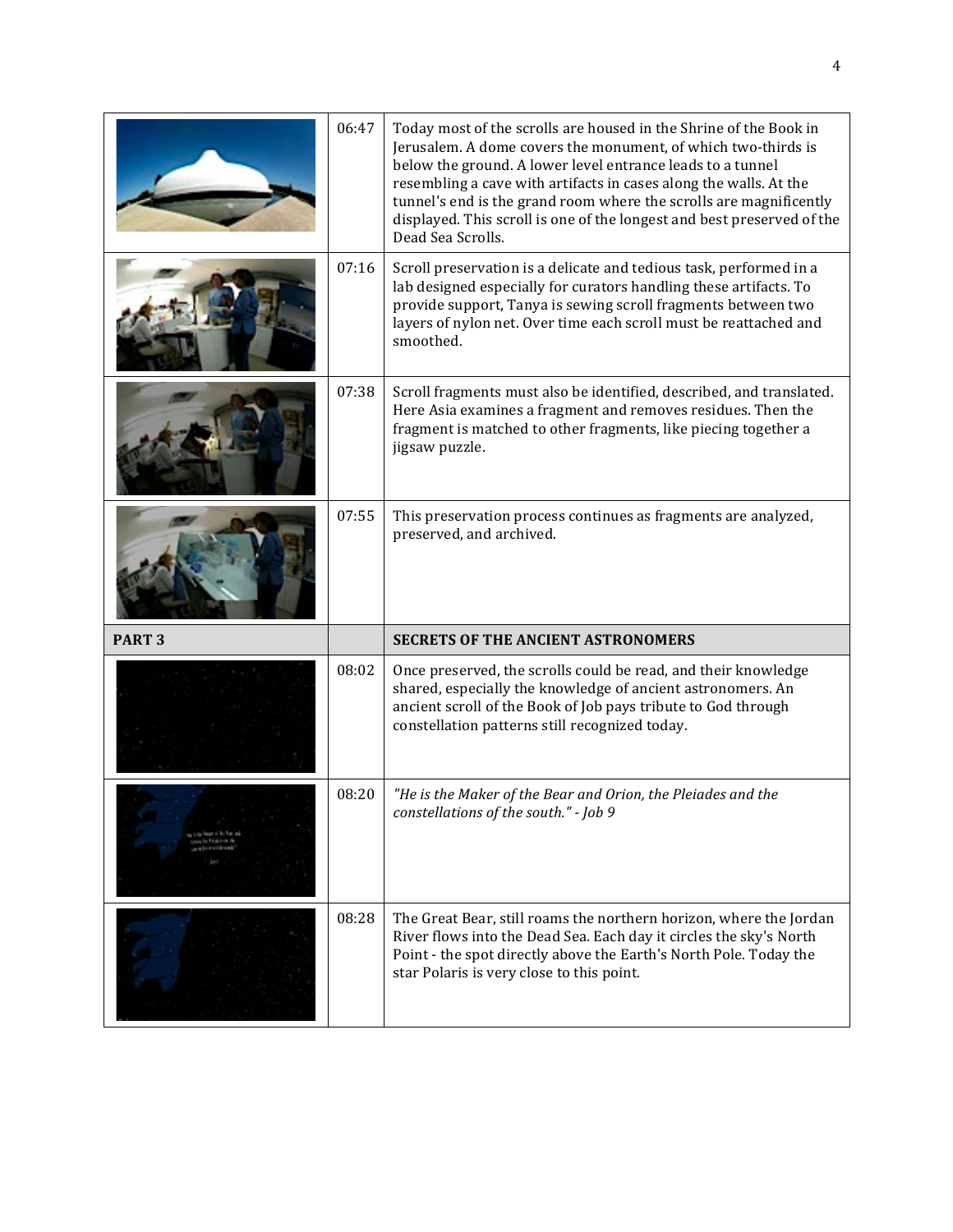| | | |
|---|---|---|
| | 06:47 | Today most of the scrolls are housed in the Shrine of the Book in Jerusalem. A dome covers the monument, of which two-thirds is below the ground. A lower level entrance leads to a tunnel resembling a cave with artifacts in cases along the walls. At the tunnel's end is the grand room where the scrolls are magnificently displayed. This scroll is one of the longest and best preserved of the Dead Sea Scrolls. |
| | 07:16 | Scroll preservation is a delicate and tedious task, performed in a lab designed especially for curators handling these artifacts. To provide support, Tanya is sewing scroll fragments between two layers of nylon net. Over time each scroll must be reattached and smoothed. |
| | 07:38 | Scroll fragments must also be identified, described, and translated. Here Asia examines a fragment and removes residues. Then the fragment is matched to other fragments, like piecing together a jigsaw puzzle. |
| | 07:55 | This preservation process continues as fragments are analyzed, preserved, and archived. |
| **PART 3** | | **SECRETS OF THE ANCIENT ASTRONOMERS** |
| | 08:02 | Once preserved, the scrolls could be read, and their knowledge shared, especially the knowledge of ancient astronomers. An ancient scroll of the Book of Job pays tribute to God through constellation patterns still recognized today. |
| | 08:20 | *"He is the Maker of the Bear and Orion, the Pleiades and the constellations of the south." - Job 9* |
| | 08:28 | The Great Bear, still roams the northern horizon, where the Jordan River flows into the Dead Sea. Each day it circles the sky's North Point - the spot directly above the Earth's North Pole. Today the star Polaris is very close to this point. |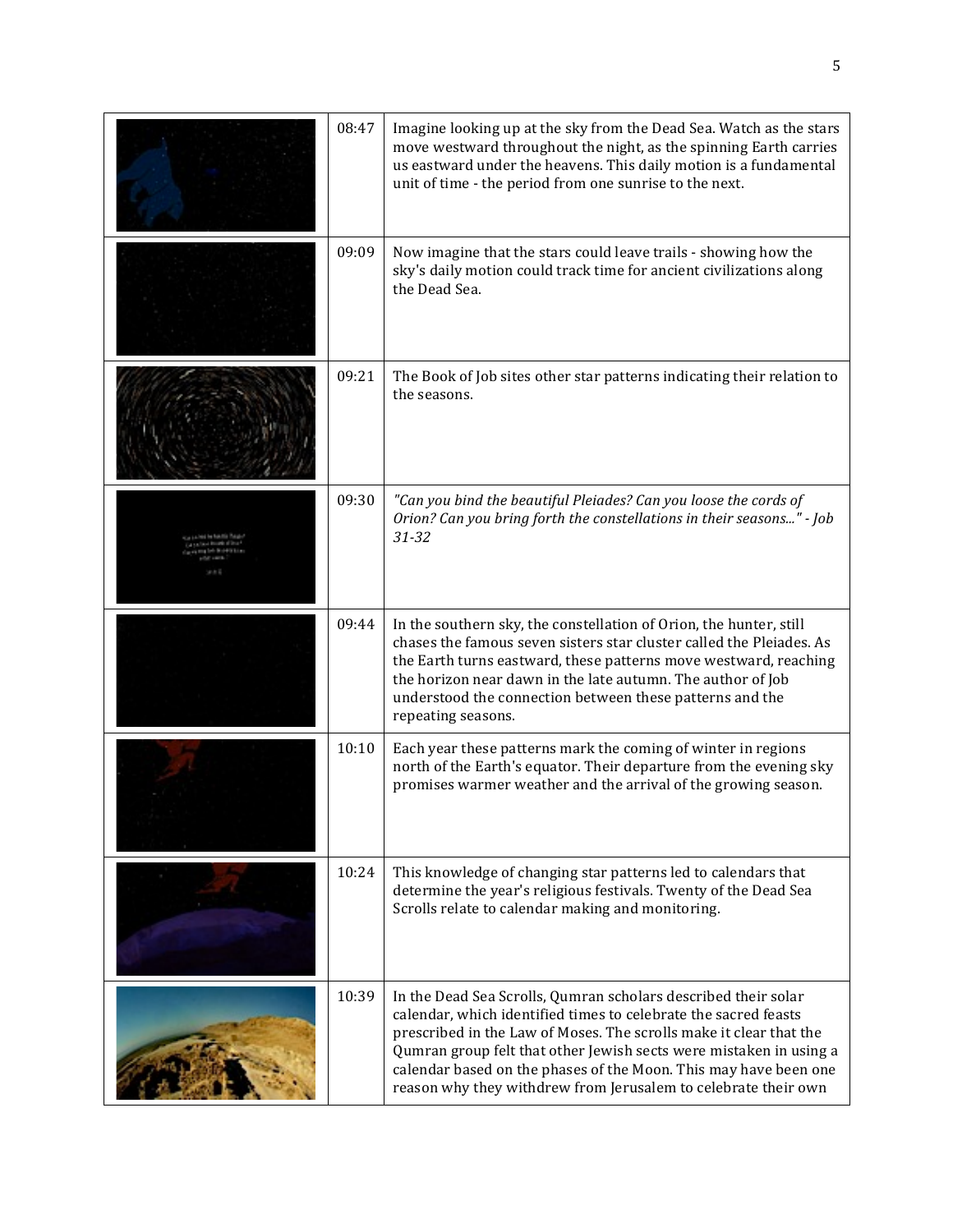| | | |
|---|---|---|
| | 08:47 | Imagine looking up at the sky from the Dead Sea. Watch as the stars move westward throughout the night, as the spinning Earth carries us eastward under the heavens. This daily motion is a fundamental unit of time - the period from one sunrise to the next. |
| | 09:09 | Now imagine that the stars could leave trails - showing how the sky's daily motion could track time for ancient civilizations along the Dead Sea. |
| | 09:21 | The Book of Job sites other star patterns indicating their relation to the seasons. |
| | 09:30 | *"Can you bind the beautiful Pleiades? Can you loose the cords of Orion? Can you bring forth the constellations in their seasons..." - Job 31-32* |
| | 09:44 | In the southern sky, the constellation of Orion, the hunter, still chases the famous seven sisters star cluster called the Pleiades. As the Earth turns eastward, these patterns move westward, reaching the horizon near dawn in the late autumn. The author of Job understood the connection between these patterns and the repeating seasons. |
| | 10:10 | Each year these patterns mark the coming of winter in regions north of the Earth's equator. Their departure from the evening sky promises warmer weather and the arrival of the growing season. |
| | 10:24 | This knowledge of changing star patterns led to calendars that determine the year's religious festivals. Twenty of the Dead Sea Scrolls relate to calendar making and monitoring. |
| | 10:39 | In the Dead Sea Scrolls, Qumran scholars described their solar calendar, which identified times to celebrate the sacred feasts prescribed in the Law of Moses. The scrolls make it clear that the Qumran group felt that other Jewish sects were mistaken in using a calendar based on the phases of the Moon. This may have been one reason why they withdrew from Jerusalem to celebrate their own |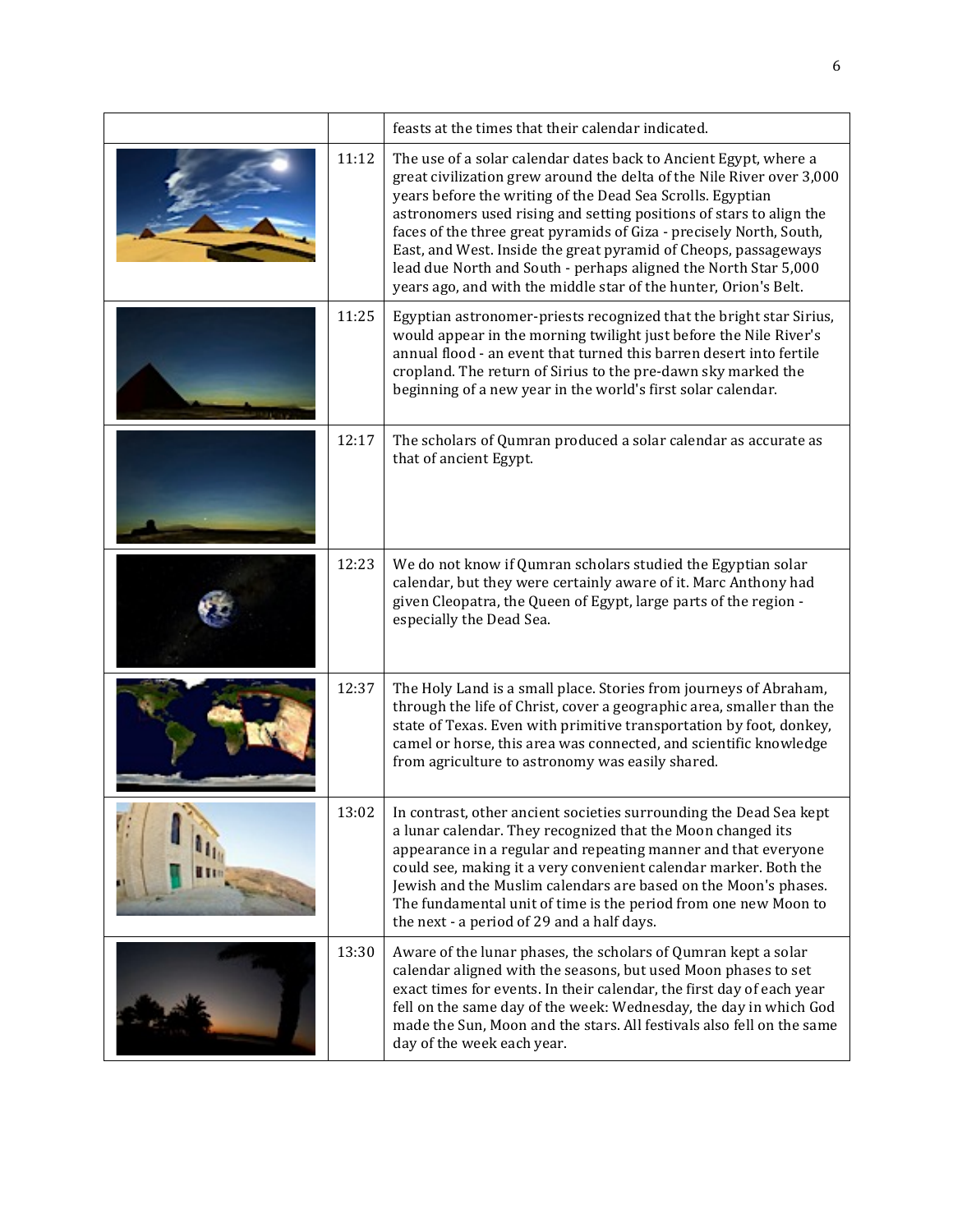| | | |
|---|---|---|
| | | feasts at the times that their calendar indicated. |
| | 11:12 | The use of a solar calendar dates back to Ancient Egypt, where a great civilization grew around the delta of the Nile River over 3,000 years before the writing of the Dead Sea Scrolls. Egyptian astronomers used rising and setting positions of stars to align the faces of the three great pyramids of Giza - precisely North, South, East, and West. Inside the great pyramid of Cheops, passageways lead due North and South - perhaps aligned the North Star 5,000 years ago, and with the middle star of the hunter, Orion's Belt. |
| | 11:25 | Egyptian astronomer-priests recognized that the bright star Sirius, would appear in the morning twilight just before the Nile River's annual flood - an event that turned this barren desert into fertile cropland. The return of Sirius to the pre-dawn sky marked the beginning of a new year in the world's first solar calendar. |
| | 12:17 | The scholars of Qumran produced a solar calendar as accurate as that of ancient Egypt. |
| | 12:23 | We do not know if Qumran scholars studied the Egyptian solar calendar, but they were certainly aware of it. Marc Anthony had given Cleopatra, the Queen of Egypt, large parts of the region - especially the Dead Sea. |
| | 12:37 | The Holy Land is a small place. Stories from journeys of Abraham, through the life of Christ, cover a geographic area, smaller than the state of Texas. Even with primitive transportation by foot, donkey, camel or horse, this area was connected, and scientific knowledge from agriculture to astronomy was easily shared. |
| | 13:02 | In contrast, other ancient societies surrounding the Dead Sea kept a lunar calendar. They recognized that the Moon changed its appearance in a regular and repeating manner and that everyone could see, making it a very convenient calendar marker. Both the Jewish and the Muslim calendars are based on the Moon's phases. The fundamental unit of time is the period from one new Moon to the next - a period of 29 and a half days. |
| | 13:30 | Aware of the lunar phases, the scholars of Qumran kept a solar calendar aligned with the seasons, but used Moon phases to set exact times for events. In their calendar, the first day of each year fell on the same day of the week: Wednesday, the day in which God made the Sun, Moon and the stars. All festivals also fell on the same day of the week each year. |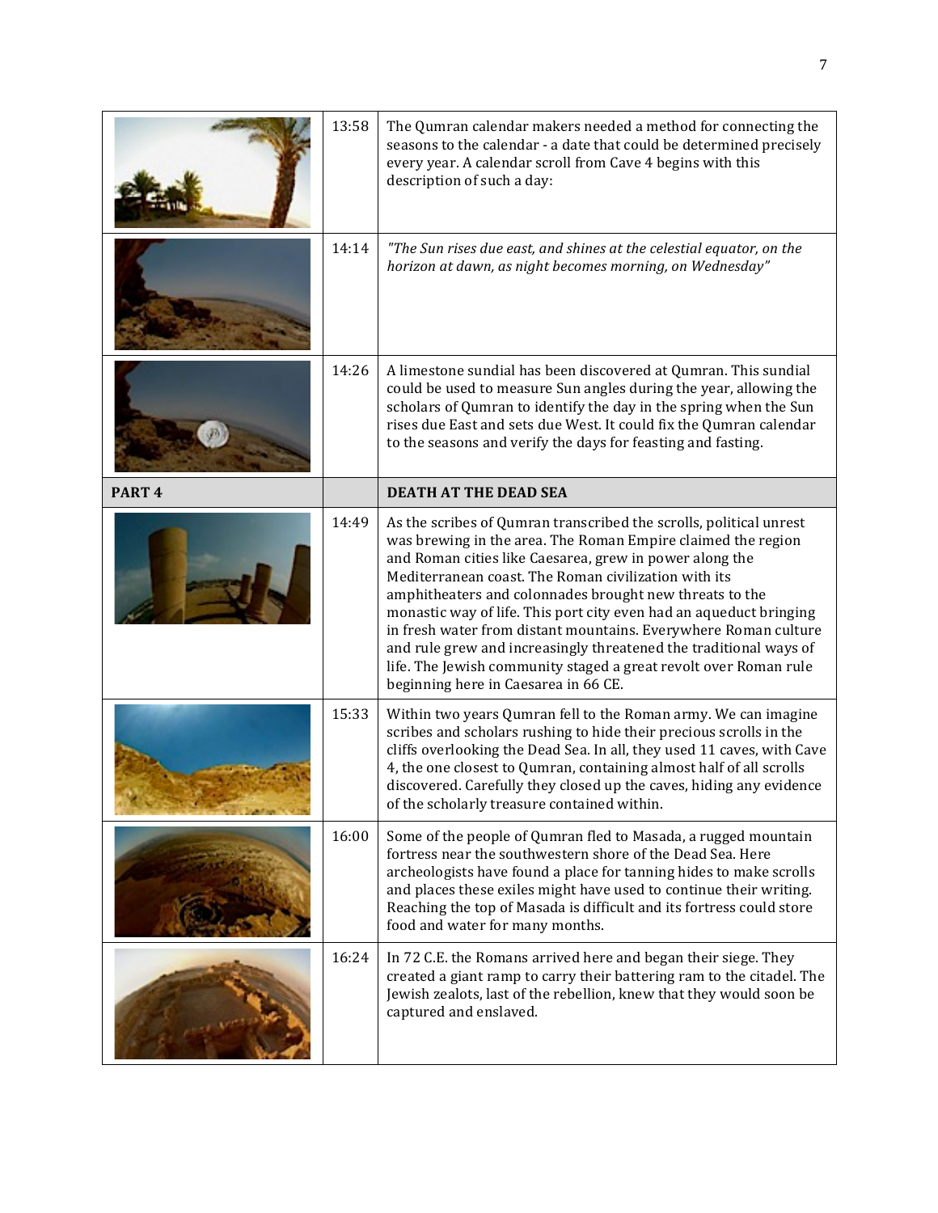| | | |
|---|---|---|
| | 13:58 | The Qumran calendar makers needed a method for connecting the seasons to the calendar - a date that could be determined precisely every year. A calendar scroll from Cave 4 begins with this description of such a day: |
| | 14:14 | *"The Sun rises due east, and shines at the celestial equator, on the horizon at dawn, as night becomes morning, on Wednesday"* |
| | 14:26 | A limestone sundial has been discovered at Qumran. This sundial could be used to measure Sun angles during the year, allowing the scholars of Qumran to identify the day in the spring when the Sun rises due East and sets due West. It could fix the Qumran calendar to the seasons and verify the days for feasting and fasting. |
| **PART 4** | | **DEATH AT THE DEAD SEA** |
| | 14:49 | As the scribes of Qumran transcribed the scrolls, political unrest was brewing in the area. The Roman Empire claimed the region and Roman cities like Caesarea, grew in power along the Mediterranean coast. The Roman civilization with its amphitheaters and colonnades brought new threats to the monastic way of life. This port city even had an aqueduct bringing in fresh water from distant mountains. Everywhere Roman culture and rule grew and increasingly threatened the traditional ways of life. The Jewish community staged a great revolt over Roman rule beginning here in Caesarea in 66 CE. |
| | 15:33 | Within two years Qumran fell to the Roman army. We can imagine scribes and scholars rushing to hide their precious scrolls in the cliffs overlooking the Dead Sea. In all, they used 11 caves, with Cave 4, the one closest to Qumran, containing almost half of all scrolls discovered. Carefully they closed up the caves, hiding any evidence of the scholarly treasure contained within. |
| | 16:00 | Some of the people of Qumran fled to Masada, a rugged mountain fortress near the southwestern shore of the Dead Sea. Here archeologists have found a place for tanning hides to make scrolls and places these exiles might have used to continue their writing. Reaching the top of Masada is difficult and its fortress could store food and water for many months. |
| | 16:24 | In 72 C.E. the Romans arrived here and began their siege. They created a giant ramp to carry their battering ram to the citadel. The Jewish zealots, last of the rebellion, knew that they would soon be captured and enslaved. |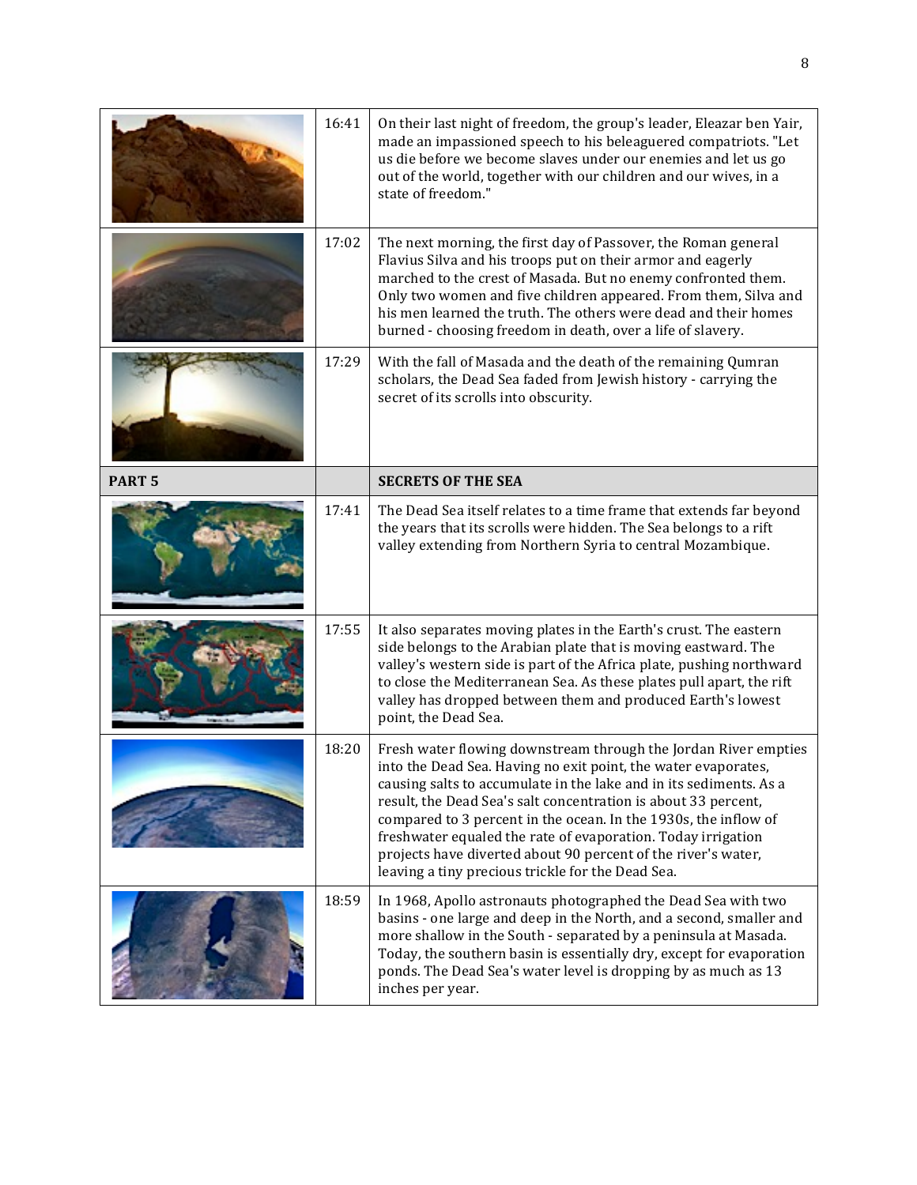| | | |
|---|---|---|
| | 16:41 | On their last night of freedom, the group's leader, Eleazar ben Yair, made an impassioned speech to his beleaguered compatriots. "Let us die before we become slaves under our enemies and let us go out of the world, together with our children and our wives, in a state of freedom." |
| | 17:02 | The next morning, the first day of Passover, the Roman general Flavius Silva and his troops put on their armor and eagerly marched to the crest of Masada. But no enemy confronted them. Only two women and five children appeared. From them, Silva and his men learned the truth. The others were dead and their homes burned - choosing freedom in death, over a life of slavery. |
| | 17:29 | With the fall of Masada and the death of the remaining Qumran scholars, the Dead Sea faded from Jewish history - carrying the secret of its scrolls into obscurity. |
| **PART 5** | | **SECRETS OF THE SEA** |
| | 17:41 | The Dead Sea itself relates to a time frame that extends far beyond the years that its scrolls were hidden. The Sea belongs to a rift valley extending from Northern Syria to central Mozambique. |
| | 17:55 | It also separates moving plates in the Earth's crust. The eastern side belongs to the Arabian plate that is moving eastward. The valley's western side is part of the Africa plate, pushing northward to close the Mediterranean Sea. As these plates pull apart, the rift valley has dropped between them and produced Earth's lowest point, the Dead Sea. |
| | 18:20 | Fresh water flowing downstream through the Jordan River empties into the Dead Sea. Having no exit point, the water evaporates, causing salts to accumulate in the lake and in its sediments. As a result, the Dead Sea's salt concentration is about 33 percent, compared to 3 percent in the ocean. In the 1930s, the inflow of freshwater equaled the rate of evaporation. Today irrigation projects have diverted about 90 percent of the river's water, leaving a tiny precious trickle for the Dead Sea. |
| | 18:59 | In 1968, Apollo astronauts photographed the Dead Sea with two basins - one large and deep in the North, and a second, smaller and more shallow in the South - separated by a peninsula at Masada. Today, the southern basin is essentially dry, except for evaporation ponds. The Dead Sea's water level is dropping by as much as 13 inches per year. |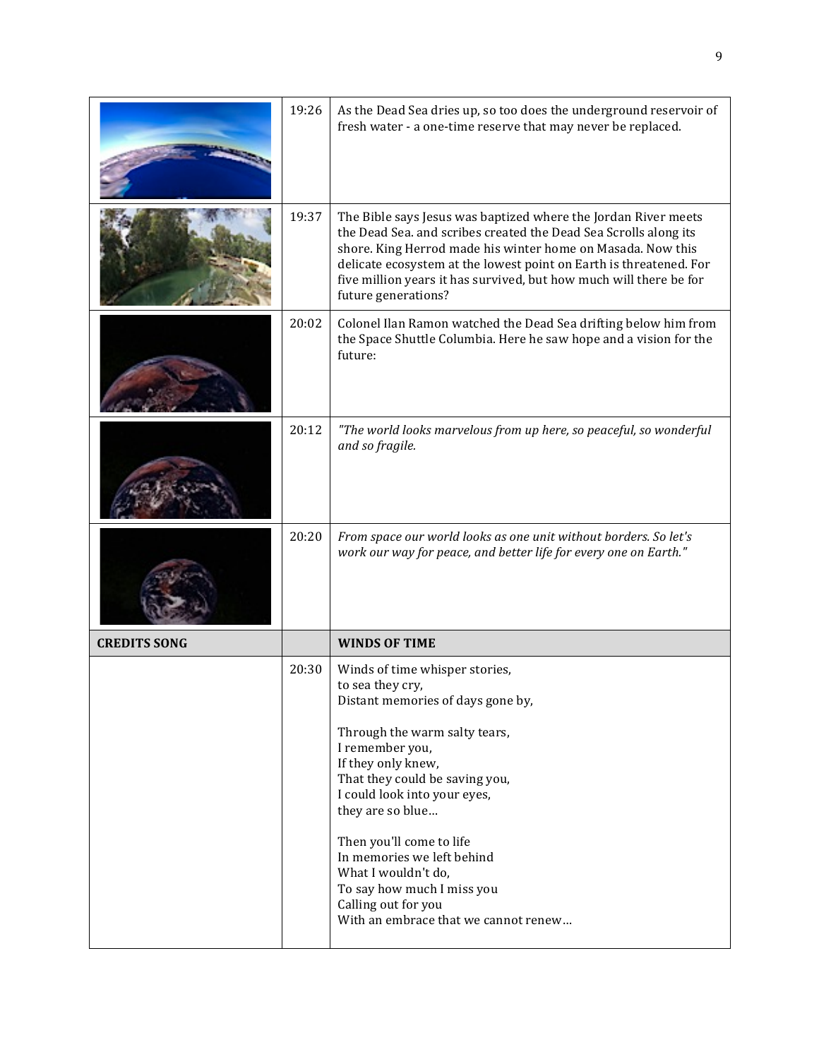| | | |
|---|---|---|
| | 19:26 | As the Dead Sea dries up, so too does the underground reservoir of fresh water - a one-time reserve that may never be replaced. |
| | 19:37 | The Bible says Jesus was baptized where the Jordan River meets the Dead Sea. and scribes created the Dead Sea Scrolls along its shore. King Herrod made his winter home on Masada. Now this delicate ecosystem at the lowest point on Earth is threatened. For five million years it has survived, but how much will there be for future generations? |
| | 20:02 | Colonel Ilan Ramon watched the Dead Sea drifting below him from the Space Shuttle Columbia. Here he saw hope and a vision for the future: |
| | 20:12 | *"The world looks marvelous from up here, so peaceful, so wonderful and so fragile.* |
| | 20:20 | *From space our world looks as one unit without borders. So let's work our way for peace, and better life for every one on Earth."* |
| **CREDITS SONG** | | **WINDS OF TIME** |
| | 20:30 | Winds of time whisper stories,<br>to sea they cry,<br>Distant memories of days gone by,<br><br>Through the warm salty tears,<br>I remember you,<br>If they only knew,<br>That they could be saving you,<br>I could look into your eyes,<br>they are so blue…<br><br>Then you'll come to life<br>In memories we left behind<br>What I wouldn't do,<br>To say how much I miss you<br>Calling out for you<br>With an embrace that we cannot renew… |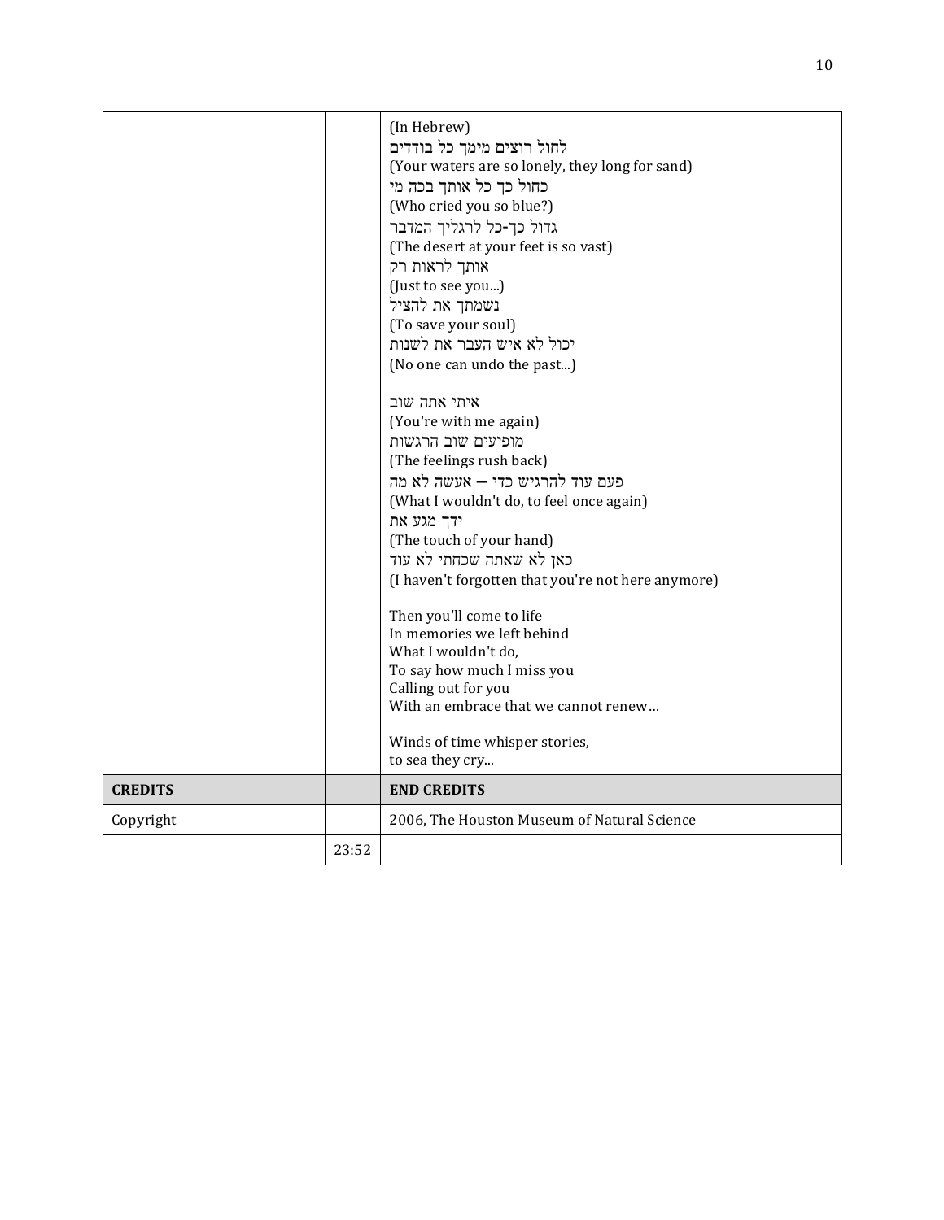| | | |
|---|---|---|
| | | (In Hebrew)<br>לחול רוצים מימך כל בודדים<br>(Your waters are so lonely, they long for sand)<br>כחול כך כל אותך בכה מי<br>(Who cried you so blue?)<br>גדול כך-כל לרגליך המדבר<br>(The desert at your feet is so vast)<br>אותך לראות רק<br>(Just to see you...)<br>נשמתך את להציל<br>(To save your soul)<br>יכול לא איש העבר את לשנות<br>(No one can undo the past...)<br><br>איתי אתה שוב<br>(You're with me again)<br>מופיעים שוב הרגשות<br>(The feelings rush back)<br>פעם עוד להרגיש כדי — אעשה לא מה<br>(What I wouldn't do, to feel once again)<br>ידך מגע את<br>(The touch of your hand)<br>כאן לא שאתה שכחתי לא עוד<br>(I haven't forgotten that you're not here anymore)<br><br>Then you'll come to life<br>In memories we left behind<br>What I wouldn't do,<br>To say how much I miss you<br>Calling out for you<br>With an embrace that we cannot renew…<br><br>Winds of time whisper stories,<br>to sea they cry... |
| **CREDITS** | | **END CREDITS** |
| Copyright | | 2006, The Houston Museum of Natural Science |
| | 23:52 | |